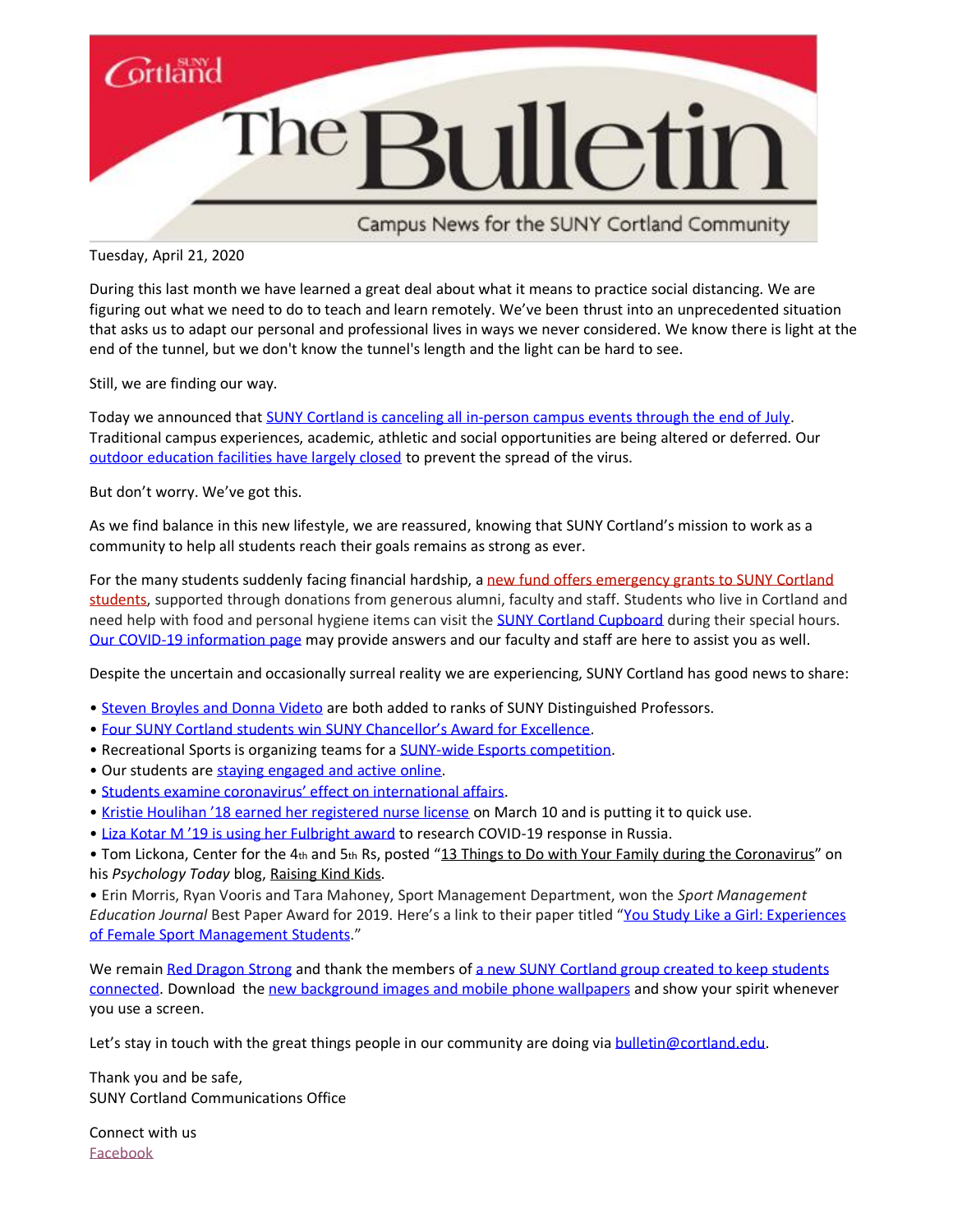# The Bulletin

Campus News for the SUNY Cortland Community

Tuesday, April 21, 2020

During this last month we have learned a great deal about what it means to practice social distancing. We are figuring out what we need to do to teach and learn remotely. We've been thrust into an unprecedented situation that asks us to adapt our personal and professional lives in ways we never considered. We know there is light at the end of the tunnel, but we don't know the tunnel's length and the light can be hard to see.

Still, we are finding our way.

Today we announced that SUNY Cortland is canceling all in-person campus events through the end of July. Traditional campus experiences, academic, athletic and social opportunities are being altered or deferred. Our outdoor education facilities have largely closed to prevent the spread of the virus.

But don't worry. We've got this.

As we find balance in this new lifestyle, we are reassured, knowing that SUNY Cortland's mission to work as a community to help all students reach their goals remains as strong as ever.

For the many students suddenly facing financial hardship, a new fund offers emergency grants to SUNY Cortland students, supported through donations from generous alumni, faculty and staff. Students who live in Cortland and need help with food and personal hygiene items can visit the SUNY Cortland Cupboard during their special hours. Our COVID-19 information page may provide answers and our faculty and staff are here to assist you as well.

Despite the uncertain and occasionally surreal reality we are experiencing, SUNY Cortland has good news to share:

- Steven Broyles and Donna Videto are both added to ranks of SUNY Distinguished Professors.
- Four SUNY Cortland students win SUNY Chancellor's Award for Excellence.
- Recreational Sports is organizing teams for a SUNY-wide Esports competition.
- Our students are staying engaged and active online.
- Students examine coronavirus' effect on international affairs.
- Kristie Houlihan '18 earned her registered nurse license on March 10 and is putting it to quick use.
- Liza Kotar M '19 is using her Fulbright award to research COVID-19 response in Russia.
- Tom Lickona, Center for the 4th and 5th Rs, posted "13 Things to Do with Your Family during the Coronavirus" on his *Psychology Today* blog, Raising Kind Kids.
- Erin Morris, Ryan Vooris and Tara Mahoney, Sport Management Department, won the *Sport Management Education Journal* Best Paper Award for 2019. Here's a link to their paper titled "You Study Like a Girl: Experiences of Female Sport Management Students."

We remain Red Dragon Strong and thank the members of a new SUNY Cortland group created to keep students connected. Download the new background images and mobile phone wallpapers and show your spirit whenever you use a screen.

Let's stay in touch with the great things people in our community are doing via bulletin@cortland.edu.

Thank you and be safe,
SUNY Cortland Communications Office

Connect with us
Facebook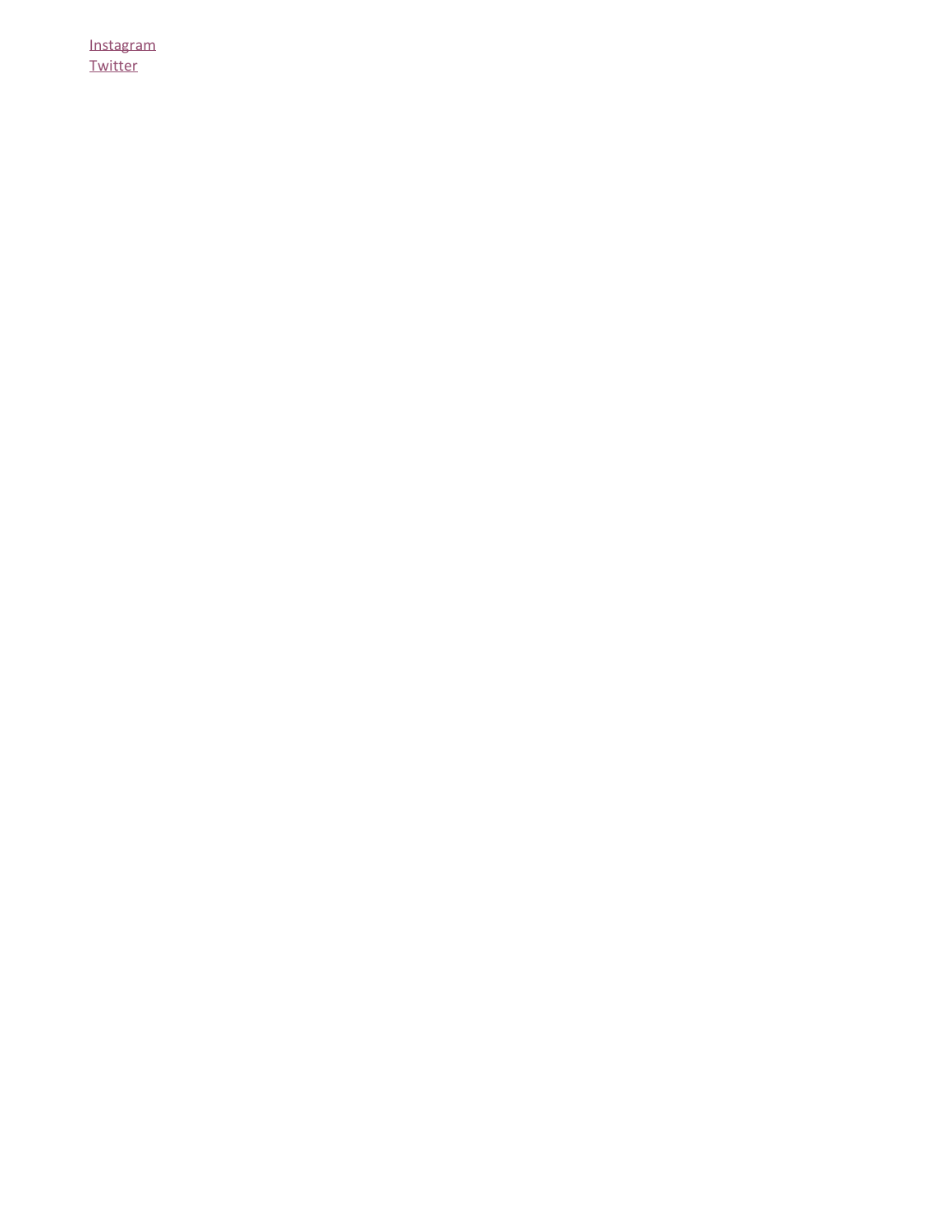Instagram
Twitter